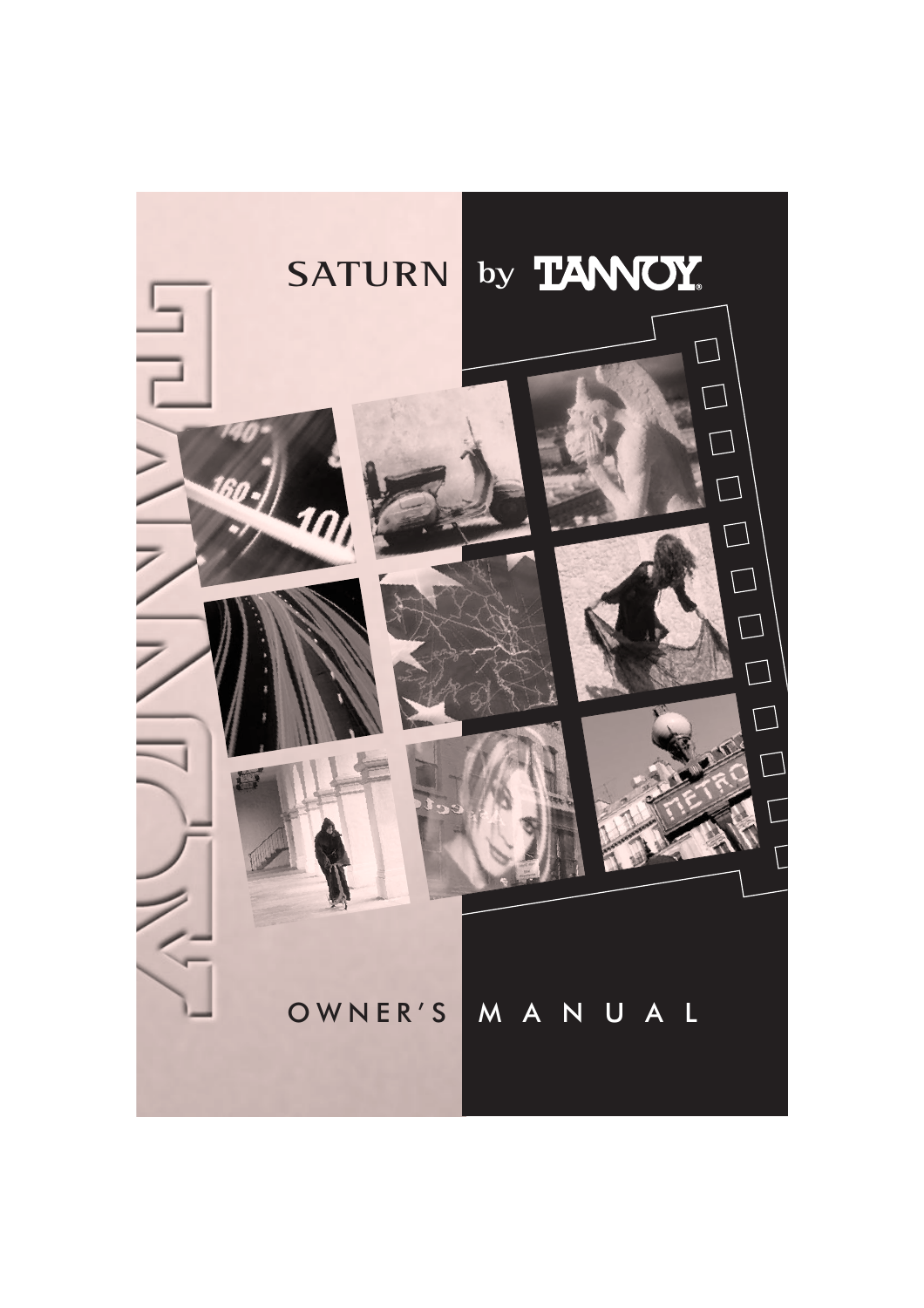# SATURN by TANNOY

# OWNER'S MANUAL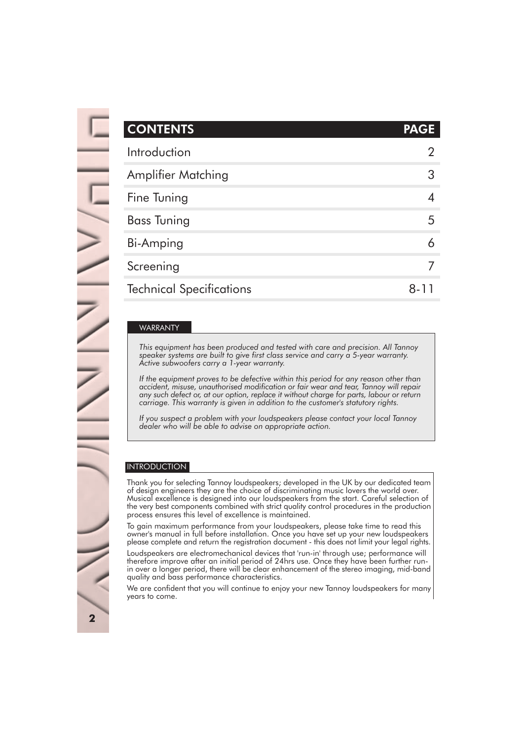| CONTENTS | PAGE |
| --- | --- |
| Introduction | 2 |
| Amplifier Matching | 3 |
| Fine Tuning | 4 |
| Bass Tuning | 5 |
| Bi-Amping | 6 |
| Screening | 7 |
| Technical Specifications | 8-11 |

## WARRANTY

*This equipment has been produced and tested with care and precision. All Tannoy speaker systems are built to give first class service and carry a 5-year warranty. Active subwoofers carry a 1-year warranty.*

*If the equipment proves to be defective within this period for any reason other than accident, misuse, unauthorised modification or fair wear and tear, Tannoy will repair any such defect or, at our option, replace it without charge for parts, labour or return carriage. This warranty is given in addition to the customer's statutory rights.*

*If you suspect a problem with your loudspeakers please contact your local Tannoy dealer who will be able to advise on appropriate action.*

## INTRODUCTION

Thank you for selecting Tannoy loudspeakers; developed in the UK by our dedicated team of design engineers they are the choice of discriminating music lovers the world over. Musical excellence is designed into our loudspeakers from the start. Careful selection of the very best components combined with strict quality control procedures in the production process ensures this level of excellence is maintained.

To gain maximum performance from your loudspeakers, please take time to read this owner's manual in full before installation. Once you have set up your new loudspeakers please complete and return the registration document - this does not limit your legal rights.

Loudspeakers are electromechanical devices that 'run-in' through use; performance will therefore improve after an initial period of 24hrs use. Once they have been further run-in over a longer period, there will be clear enhancement of the stereo imaging, mid-band quality and bass performance characteristics.

We are confident that you will continue to enjoy your new Tannoy loudspeakers for many years to come.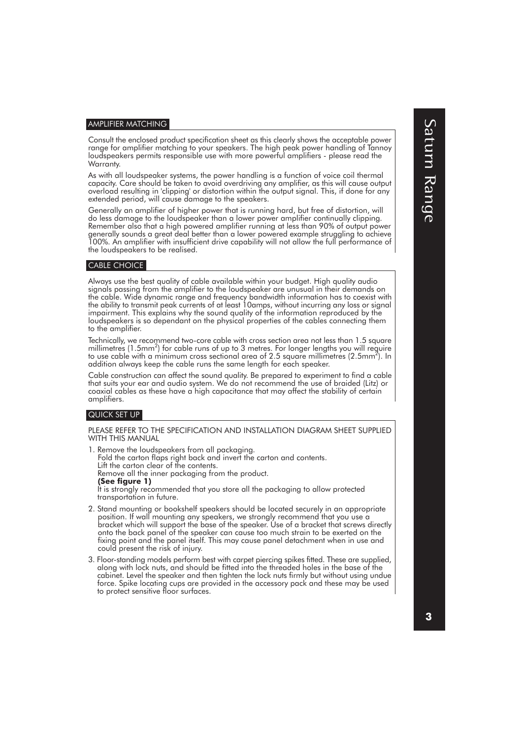## AMPLIFIER MATCHING

Consult the enclosed product specification sheet as this clearly shows the acceptable power range for amplifier matching to your speakers. The high peak power handling of Tannoy loudspeakers permits responsible use with more powerful amplifiers - please read the Warranty.

As with all loudspeaker systems, the power handling is a function of voice coil thermal capacity. Care should be taken to avoid overdriving any amplifier, as this will cause output overload resulting in 'clipping' or distortion within the output signal. This, if done for any extended period, will cause damage to the speakers.

Generally an amplifier of higher power that is running hard, but free of distortion, will do less damage to the loudspeaker than a lower power amplifier continually clipping. Remember also that a high powered amplifier running at less than 90% of output power generally sounds a great deal better than a lower powered example struggling to achieve 100%. An amplifier with insufficient drive capability will not allow the full performance of the loudspeakers to be realised.

## CABLE CHOICE

Always use the best quality of cable available within your budget. High quality audio signals passing from the amplifier to the loudspeaker are unusual in their demands on the cable. Wide dynamic range and frequency bandwidth information has to coexist with the ability to transmit peak currents of at least 10amps, without incurring any loss or signal impairment. This explains why the sound quality of the information reproduced by the loudspeakers is so dependant on the physical properties of the cables connecting them to the amplifier.

Technically, we recommend two-core cable with cross section area not less than 1.5 square millimetres ($1.5mm^2$) for cable runs of up to 3 metres. For longer lengths you will require to use cable with a minimum cross sectional area of 2.5 square millimetres ($2.5mm^2$). In addition always keep the cable runs the same length for each speaker.

Cable construction can affect the sound quality. Be prepared to experiment to find a cable that suits your ear and audio system. We do not recommend the use of braided (Litz) or coaxial cables as these have a high capacitance that may affect the stability of certain amplifiers.

## QUICK SET UP

PLEASE REFER TO THE SPECIFICATION AND INSTALLATION DIAGRAM SHEET SUPPLIED WITH THIS MANUAL

1. Remove the loudspeakers from all packaging.
   Fold the carton flaps right back and invert the carton and contents.
   Lift the carton clear of the contents.
   Remove all the inner packaging from the product.
   **(See figure 1)**
   It is strongly recommended that you store all the packaging to allow protected transportation in future.
2. Stand mounting or bookshelf speakers should be located securely in an appropriate position. If wall mounting any speakers, we strongly recommend that you use a bracket which will support the base of the speaker. Use of a bracket that screws directly onto the back panel of the speaker can cause too much strain to be exerted on the fixing point and the panel itself. This may cause panel detachment when in use and could present the risk of injury.
3. Floor-standing models perform best with carpet piercing spikes fitted. These are supplied, along with lock nuts, and should be fitted into the threaded holes in the base of the cabinet. Level the speaker and then tighten the lock nuts firmly but without using undue force. Spike locating cups are provided in the accessory pack and these may be used to protect sensitive floor surfaces.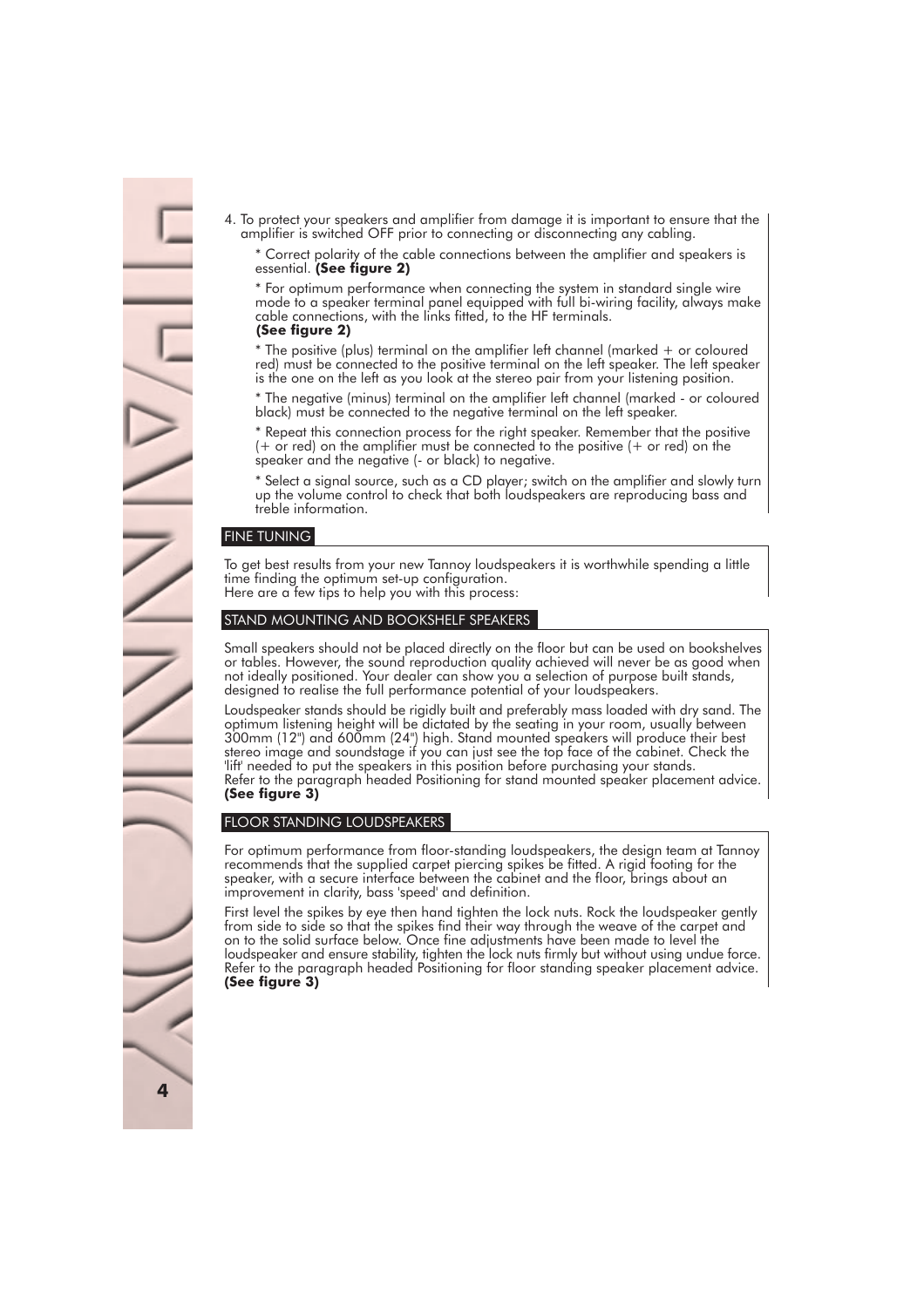4. To protect your speakers and amplifier from damage it is important to ensure that the amplifier is switched OFF prior to connecting or disconnecting any cabling.

   * Correct polarity of the cable connections between the amplifier and speakers is essential. **(See figure 2)**

   * For optimum performance when connecting the system in standard single wire mode to a speaker terminal panel equipped with full bi-wiring facility, always make cable connections, with the links fitted, to the HF terminals. **(See figure 2)**

   * The positive (plus) terminal on the amplifier left channel (marked + or coloured red) must be connected to the positive terminal on the left speaker. The left speaker is the one on the left as you look at the stereo pair from your listening position.

   * The negative (minus) terminal on the amplifier left channel (marked - or coloured black) must be connected to the negative terminal on the left speaker.

   * Repeat this connection process for the right speaker. Remember that the positive (+ or red) on the amplifier must be connected to the positive (+ or red) on the speaker and the negative (- or black) to negative.

   * Select a signal source, such as a CD player; switch on the amplifier and slowly turn up the volume control to check that both loudspeakers are reproducing bass and treble information.

## FINE TUNING

To get best results from your new Tannoy loudspeakers it is worthwhile spending a little time finding the optimum set-up configuration.
Here are a few tips to help you with this process:

## STAND MOUNTING AND BOOKSHELF SPEAKERS

Small speakers should not be placed directly on the floor but can be used on bookshelves or tables. However, the sound reproduction quality achieved will never be as good when not ideally positioned. Your dealer can show you a selection of purpose built stands, designed to realise the full performance potential of your loudspeakers.

Loudspeaker stands should be rigidly built and preferably mass loaded with dry sand. The optimum listening height will be dictated by the seating in your room, usually between 300mm (12") and 600mm (24") high. Stand mounted speakers will produce their best stereo image and soundstage if you can just see the top face of the cabinet. Check the 'lift' needed to put the speakers in this position before purchasing your stands.
Refer to the paragraph headed Positioning for stand mounted speaker placement advice. **(See figure 3)**

## FLOOR STANDING LOUDSPEAKERS

For optimum performance from floor-standing loudspeakers, the design team at Tannoy recommends that the supplied carpet piercing spikes be fitted. A rigid footing for the speaker, with a secure interface between the cabinet and the floor, brings about an improvement in clarity, bass 'speed' and definition.

First level the spikes by eye then hand tighten the lock nuts. Rock the loudspeaker gently from side to side so that the spikes find their way through the weave of the carpet and on to the solid surface below. Once fine adjustments have been made to level the loudspeaker and ensure stability, tighten the lock nuts firmly but without using undue force. Refer to the paragraph headed Positioning for floor standing speaker placement advice. **(See figure 3)**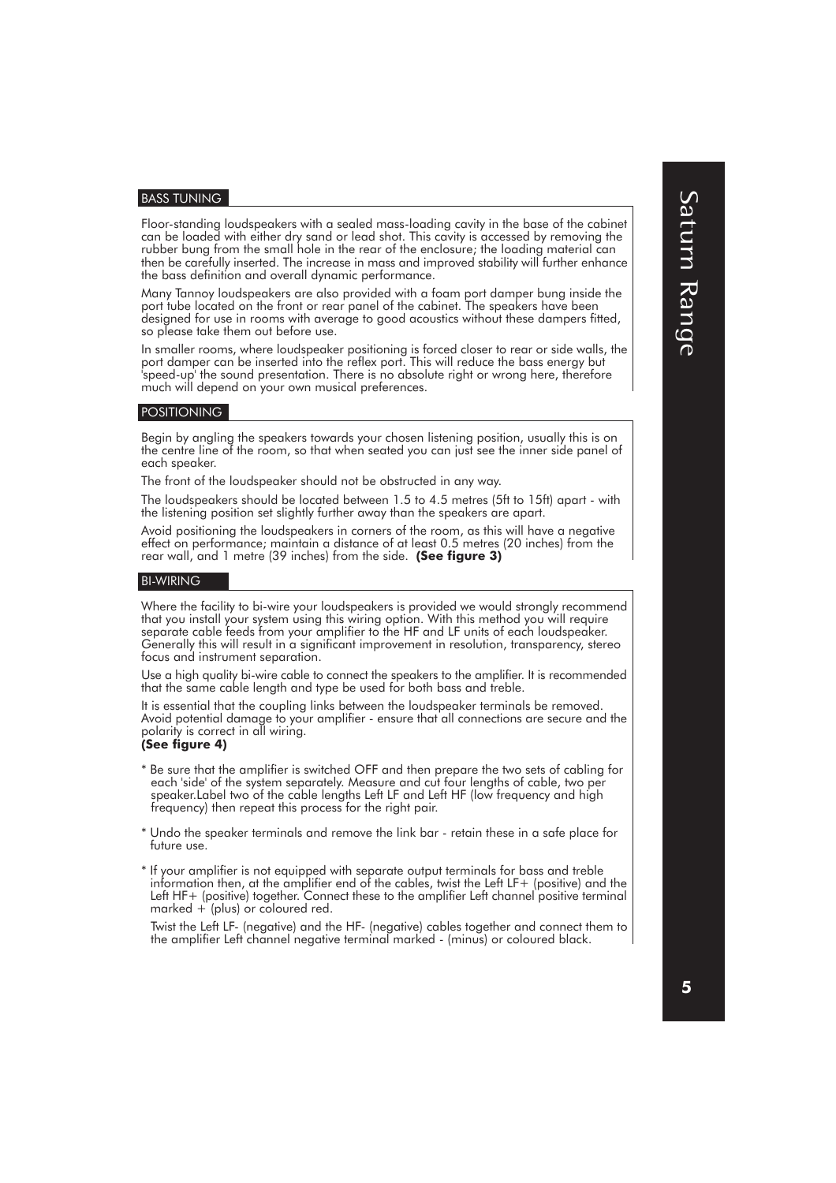## BASS TUNING

Floor-standing loudspeakers with a sealed mass-loading cavity in the base of the cabinet can be loaded with either dry sand or lead shot. This cavity is accessed by removing the rubber bung from the small hole in the rear of the enclosure; the loading material can then be carefully inserted. The increase in mass and improved stability will further enhance the bass definition and overall dynamic performance.

Many Tannoy loudspeakers are also provided with a foam port damper bung inside the port tube located on the front or rear panel of the cabinet. The speakers have been designed for use in rooms with average to good acoustics without these dampers fitted, so please take them out before use.

In smaller rooms, where loudspeaker positioning is forced closer to rear or side walls, the port damper can be inserted into the reflex port. This will reduce the bass energy but 'speed-up' the sound presentation. There is no absolute right or wrong here, therefore much will depend on your own musical preferences.

## POSITIONING

Begin by angling the speakers towards your chosen listening position, usually this is on the centre line of the room, so that when seated you can just see the inner side panel of each speaker.

The front of the loudspeaker should not be obstructed in any way.

The loudspeakers should be located between 1.5 to 4.5 metres (5ft to 15ft) apart - with the listening position set slightly further away than the speakers are apart.

Avoid positioning the loudspeakers in corners of the room, as this will have a negative effect on performance; maintain a distance of at least 0.5 metres (20 inches) from the rear wall, and 1 metre (39 inches) from the side. **(See figure 3)**

## BI-WIRING

Where the facility to bi-wire your loudspeakers is provided we would strongly recommend that you install your system using this wiring option. With this method you will require separate cable feeds from your amplifier to the HF and LF units of each loudspeaker. Generally this will result in a significant improvement in resolution, transparency, stereo focus and instrument separation.

Use a high quality bi-wire cable to connect the speakers to the amplifier. It is recommended that the same cable length and type be used for both bass and treble.

It is essential that the coupling links between the loudspeaker terminals be removed. Avoid potential damage to your amplifier - ensure that all connections are secure and the polarity is correct in all wiring.
**(See figure 4)**

* Be sure that the amplifier is switched OFF and then prepare the two sets of cabling for each 'side' of the system separately. Measure and cut four lengths of cable, two per speaker.Label two of the cable lengths Left LF and Left HF (low frequency and high frequency) then repeat this process for the right pair.

* Undo the speaker terminals and remove the link bar - retain these in a safe place for future use.

* If your amplifier is not equipped with separate output terminals for bass and treble information then, at the amplifier end of the cables, twist the Left LF+ (positive) and the Left HF+ (positive) together. Connect these to the amplifier Left channel positive terminal marked + (plus) or coloured red.

  Twist the Left LF- (negative) and the HF- (negative) cables together and connect them to the amplifier Left channel negative terminal marked - (minus) or coloured black.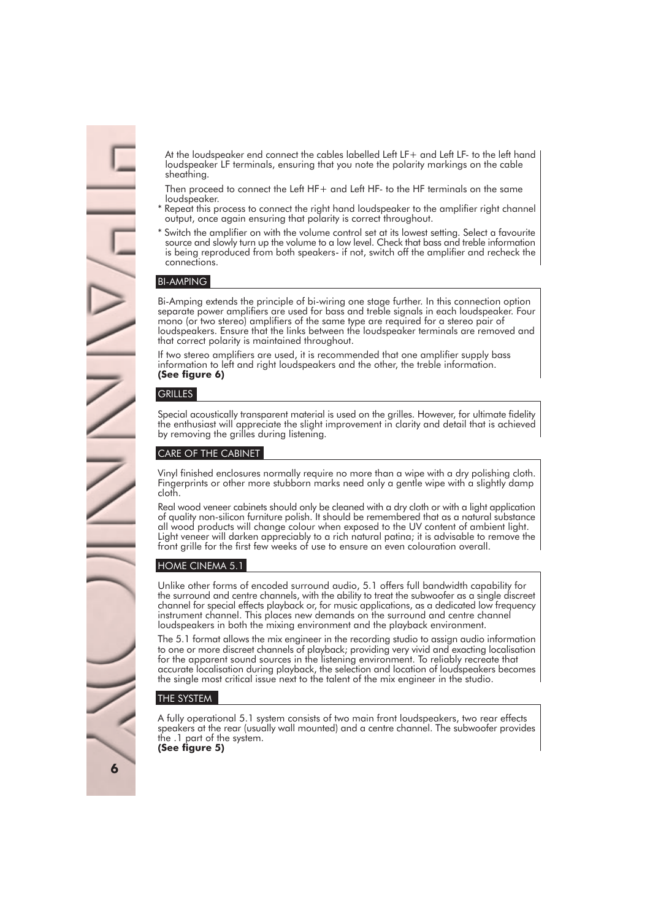At the loudspeaker end connect the cables labelled Left LF+ and Left LF- to the left hand loudspeaker LF terminals, ensuring that you note the polarity markings on the cable sheathing.

Then proceed to connect the Left HF+ and Left HF- to the HF terminals on the same loudspeaker.

* Repeat this process to connect the right hand loudspeaker to the amplifier right channel output, once again ensuring that polarity is correct throughout.
* Switch the amplifier on with the volume control set at its lowest setting. Select a favourite source and slowly turn up the volume to a low level. Check that bass and treble information is being reproduced from both speakers- if not, switch off the amplifier and recheck the connections.

## BI-AMPING

Bi-Amping extends the principle of bi-wiring one stage further. In this connection option separate power amplifiers are used for bass and treble signals in each loudspeaker. Four mono (or two stereo) amplifiers of the same type are required for a stereo pair of loudspeakers. Ensure that the links between the loudspeaker terminals are removed and that correct polarity is maintained throughout.

If two stereo amplifiers are used, it is recommended that one amplifier supply bass information to left and right loudspeakers and the other, the treble information.
**(See figure 6)**

## GRILLES

Special acoustically transparent material is used on the grilles. However, for ultimate fidelity the enthusiast will appreciate the slight improvement in clarity and detail that is achieved by removing the grilles during listening.

## CARE OF THE CABINET

Vinyl finished enclosures normally require no more than a wipe with a dry polishing cloth. Fingerprints or other more stubborn marks need only a gentle wipe with a slightly damp cloth.

Real wood veneer cabinets should only be cleaned with a dry cloth or with a light application of quality non-silicon furniture polish. It should be remembered that as a natural substance all wood products will change colour when exposed to the UV content of ambient light. Light veneer will darken appreciably to a rich natural patina; it is advisable to remove the front grille for the first few weeks of use to ensure an even colouration overall.

## HOME CINEMA 5.1

Unlike other forms of encoded surround audio, 5.1 offers full bandwidth capability for the surround and centre channels, with the ability to treat the subwoofer as a single discreet channel for special effects playback or, for music applications, as a dedicated low frequency instrument channel. This places new demands on the surround and centre channel loudspeakers in both the mixing environment and the playback environment.

The 5.1 format allows the mix engineer in the recording studio to assign audio information to one or more discreet channels of playback; providing very vivid and exacting localisation for the apparent sound sources in the listening environment. To reliably recreate that accurate localisation during playback, the selection and location of loudspeakers becomes the single most critical issue next to the talent of the mix engineer in the studio.

## THE SYSTEM

A fully operational 5.1 system consists of two main front loudspeakers, two rear effects speakers at the rear (usually wall mounted) and a centre channel. The subwoofer provides the .1 part of the system.
**(See figure 5)**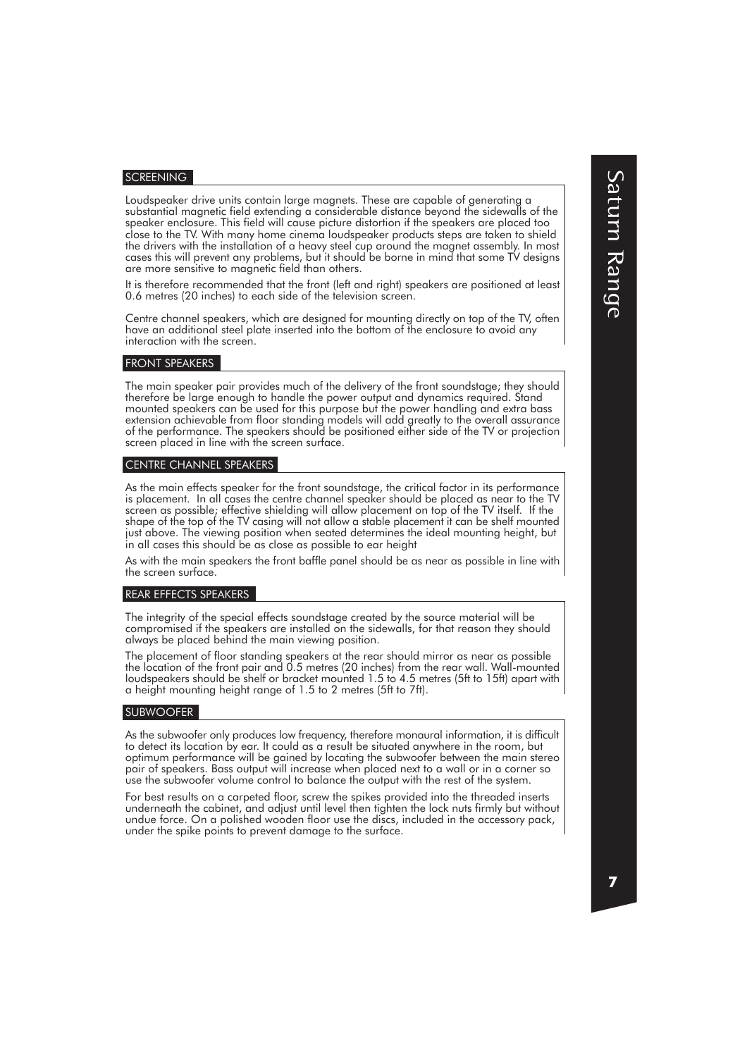## SCREENING

Loudspeaker drive units contain large magnets. These are capable of generating a substantial magnetic field extending a considerable distance beyond the sidewalls of the speaker enclosure. This field will cause picture distortion if the speakers are placed too close to the TV. With many home cinema loudspeaker products steps are taken to shield the drivers with the installation of a heavy steel cup around the magnet assembly. In most cases this will prevent any problems, but it should be borne in mind that some TV designs are more sensitive to magnetic field than others.

It is therefore recommended that the front (left and right) speakers are positioned at least 0.6 metres (20 inches) to each side of the television screen.

Centre channel speakers, which are designed for mounting directly on top of the TV, often have an additional steel plate inserted into the bottom of the enclosure to avoid any interaction with the screen.

## FRONT SPEAKERS

The main speaker pair provides much of the delivery of the front soundstage; they should therefore be large enough to handle the power output and dynamics required. Stand mounted speakers can be used for this purpose but the power handling and extra bass extension achievable from floor standing models will add greatly to the overall assurance of the performance. The speakers should be positioned either side of the TV or projection screen placed in line with the screen surface.

## CENTRE CHANNEL SPEAKERS

As the main effects speaker for the front soundstage, the critical factor in its performance is placement. In all cases the centre channel speaker should be placed as near to the TV screen as possible; effective shielding will allow placement on top of the TV itself. If the shape of the top of the TV casing will not allow a stable placement it can be shelf mounted just above. The viewing position when seated determines the ideal mounting height, but in all cases this should be as close as possible to ear height

As with the main speakers the front baffle panel should be as near as possible in line with the screen surface.

## REAR EFFECTS SPEAKERS

The integrity of the special effects soundstage created by the source material will be compromised if the speakers are installed on the sidewalls, for that reason they should always be placed behind the main viewing position.

The placement of floor standing speakers at the rear should mirror as near as possible the location of the front pair and 0.5 metres (20 inches) from the rear wall. Wall-mounted loudspeakers should be shelf or bracket mounted 1.5 to 4.5 metres (5ft to 15ft) apart with a height mounting height range of 1.5 to 2 metres (5ft to 7ft).

## SUBWOOFER

As the subwoofer only produces low frequency, therefore monaural information, it is difficult to detect its location by ear. It could as a result be situated anywhere in the room, but optimum performance will be gained by locating the subwoofer between the main stereo pair of speakers. Bass output will increase when placed next to a wall or in a corner so use the subwoofer volume control to balance the output with the rest of the system.

For best results on a carpeted floor, screw the spikes provided into the threaded inserts underneath the cabinet, and adjust until level then tighten the lock nuts firmly but without undue force. On a polished wooden floor use the discs, included in the accessory pack, under the spike points to prevent damage to the surface.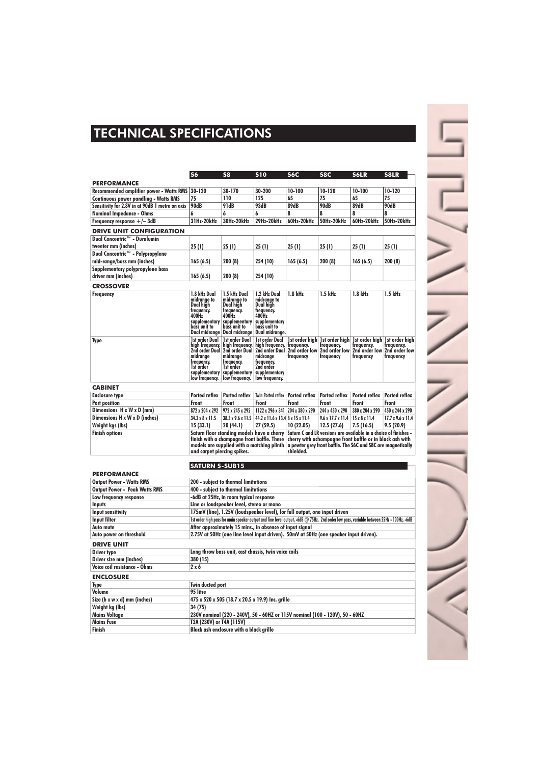# TECHNICAL SPECIFICATIONS

| | S6 | S8 | S10 | S6C | S8C | S6LR | S8LR |
|---|---|---|---|---|---|---|---|
| **PERFORMANCE** | | | | | | | |
| Recommended amplifier power - Watts RMS | 30-120 | 30-170 | 30-200 | 10-100 | 10-120 | 10-100 | 10-120 |
| Continuous power handling - Watts RMS | 75 | 110 | 125 | 65 | 75 | 65 | 75 |
| Sensitivity for 2.8V in at 90dB 1 metre on axis | 90dB | 91dB | 93dB | 89dB | 90dB | 89dB | 90dB |
| Nominal Impedance - Ohms | 6 | 6 | 6 | 8 | 8 | 8 | 8 |
| Frequency response +/– 3dB | 31Hz-20kHz | 30Hz-20kHz | 29Hz-20kHz | 60Hz-20kHz | 50Hz-20kHz | 60Hz-20kHz | 50Hz-20kHz |
| **DRIVE UNIT CONFIGURATION** | | | | | | | |
| Dual Concentric™ - Duralumin tweeter mm (inches) | 25 (1) | 25 (1) | 25 (1) | 25 (1) | 25 (1) | 25 (1) | 25 (1) |
| Dual Concentric™ - Polypropylene mid-range/bass mm (inches) | 165 (6.5) | 200 (8) | 254 (10) | 165 (6.5) | 200 (8) | 165 (6.5) | 200 (8) |
| Supplementary polypropylene bass driver mm (inches) | 165 (6.5) | 200 (8) | 254 (10) | | | | |
| **CROSSOVER** | | | | | | | |
| Frequency | 1.8 kHz Dual midrange to Dual high frequency. 400Hz supplementary bass unit to Dual midrange | 1.5 kHz Dual midrange to Dual high frequency. 400Hz supplementary bass unit to Dual midrange | 1.2 kHz Dual midrange to Dual high frequency. 400Hz supplementary bass unit to Dual midrange. | 1.8 kHz | 1.5 kHz | 1.8 kHz | 1.5 kHz |
| Type | 1st order Dual high frequency. 2nd order Dual midrange frequency. 1st order supplementary low frequency. | 1st order Dual high frequency. 2nd order Dual midrange frequency. 1st order supplementary low frequency. | 1st order Dual high frequency. 2nd order Dual midrange frequency. 2nd order supplementary low frequency. | 1st order high frequency. 2nd order low frequency | 1st order high frequency. 2nd order low frequency | 1st order high frequency. 2nd order low frequency | 1st order high frequency. 2nd order low frequency |
| **CABINET** | | | | | | | |
| Enclosure type | Ported reflex | Ported reflex | Twin Ported reflex | Ported reflex | Ported reflex | Ported reflex | Ported reflex |
| Port position | Front | Front | Front | Front | Front | Front | Front |
| Dimensions H x W x D (mm) | 872 x 204 x 292 | 972 x 245 x 292 | 1122 x 296 x 341 | 204 x 380 x 290 | 244 x 450 x 290 | 380 x 204 x 290 | 450 x 244 x 290 |
| Dimensions H x W x D (inches) | 34.3 x 8 x 11.5 | 38.3 x 9.6 x 11.5 | 44.2 x 11.6 x 13.4 | 8 x 15 x 11.4 | 9.6 x 17.7 x 11.4 | 15 x 8 x 11.4 | 17.7 x 9.6 x 11.4 |
| Weight kgs (lbs) | 15 (33.1) | 20 (44.1) | 27 (59.5) | 10 (22.05) | 12.5 (27.6) | 7.5 (16.5) | 9.5 (20.9) |
| Finish options | Saturn floor standing models have a cherry finish with a champagne front baffle. These models are supplied with a matching plinth and carpet piercing spikes. | | | Saturn C and LR versions are available in a choice of finishes - cherry with achampagne front baffle or in black ash with a pewter grey front baffle. The S6C and S8C are magnetically shielded. | | | |

| | SATURN S-SUB15 |
|---|---|
| **PERFORMANCE** | |
| Output Power - Watts RMS | 200 - subject to thermal limitations |
| Output Power - Peak Watts RMS | 400 - subject to thermal limitations |
| Low frequency response | -6dB at 25Hz, in room typical response |
| Inputs | Line or loudspeaker level, stereo or mono |
| Input sensitivity | 175mV (line), 1.25V (loudspeaker level), for full output, one input driven |
| Input filter | 1st order high pass for main speaker output and line level output, -6dB @ 75Hz. 2nd order low pass, variable between 55Hz - 100Hz, -6dB |
| Auto mute | After approximately 15 mins., in absence of input signal |
| Auto power on threshold | 2.75V at 50Hz (one line level input driven). 50mV at 50Hz (one speaker input driven). |
| **DRIVE UNIT** | |
| Driver type | Long throw bass unit, cast chassis, twin voice coils |
| Driver size mm (inches) | 380 (15) |
| Voice coil resistance - Ohms | 2 x 6 |
| **ENCLOSURE** | |
| Type | Twin ducted port |
| Volume | 95 litre |
| Size (h x w x d) mm (inches) | 475 x 520 x 505 (18.7 x 20.5 x 19.9) Inc. grille |
| Weight kg (lbs) | 34 (75) |
| Mains Voltage | 230V nominal (220 - 240V), 50 - 60HZ or 115V nominal (100 - 120V), 50 - 60HZ |
| Mains Fuse | T2A (230V) or T4A (115V) |
| Finish | Black ash enclosure with a black grille |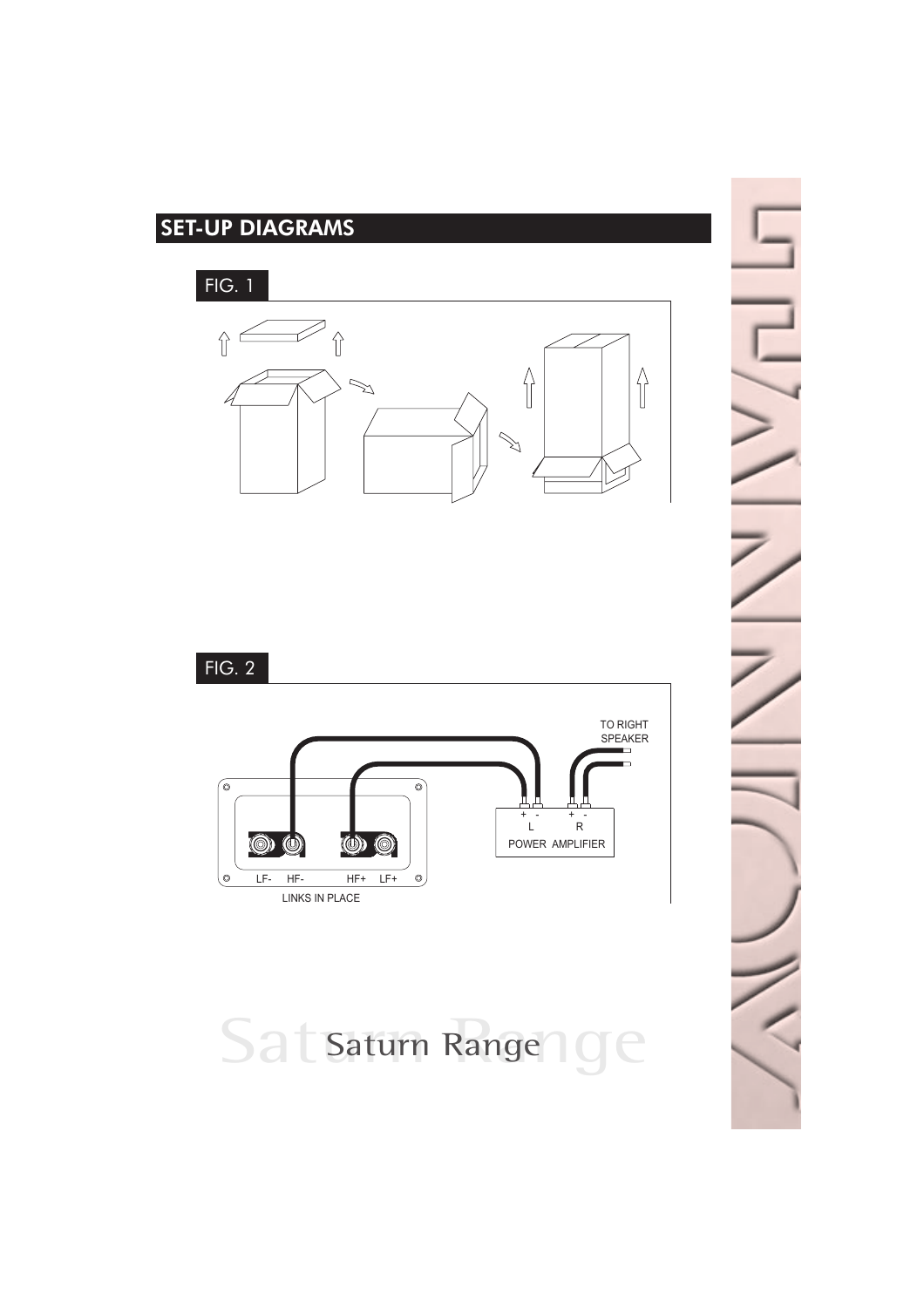## SET-UP DIAGRAMS

FIG. 1

FIG. 2

TO RIGHT SPEAKER

\+ - L &nbsp; + - R

POWER AMPLIFIER

LF- &nbsp; HF- &nbsp; HF+ &nbsp; LF+

LINKS IN PLACE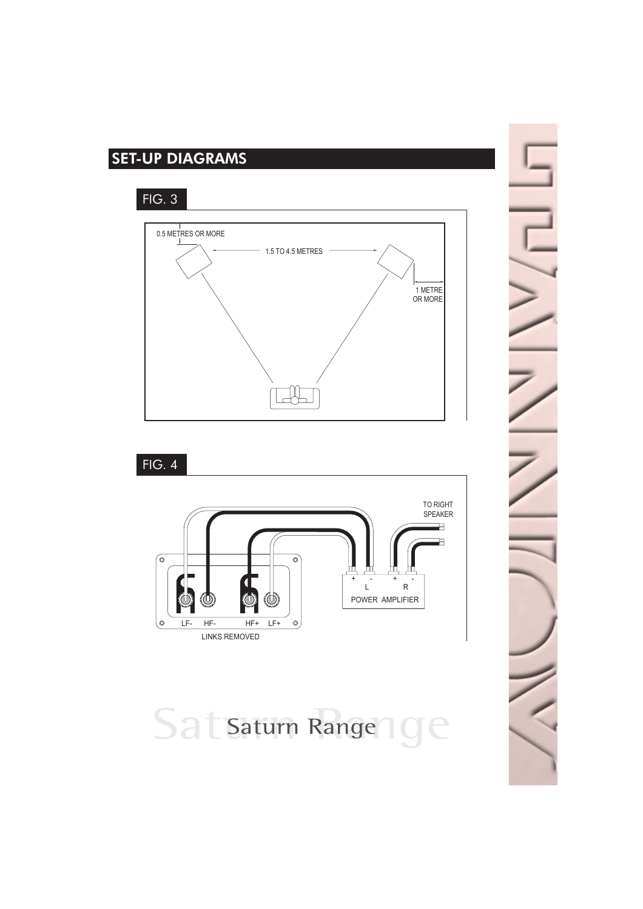## SET-UP DIAGRAMS

FIG. 3

0.5 METRES OR MORE

1.5 TO 4.5 METRES

1 METRE OR MORE

FIG. 4

TO RIGHT SPEAKER

+ - L

+ - R

POWER AMPLIFIER

LF- HF- HF+ LF+

LINKS REMOVED

Saturn Range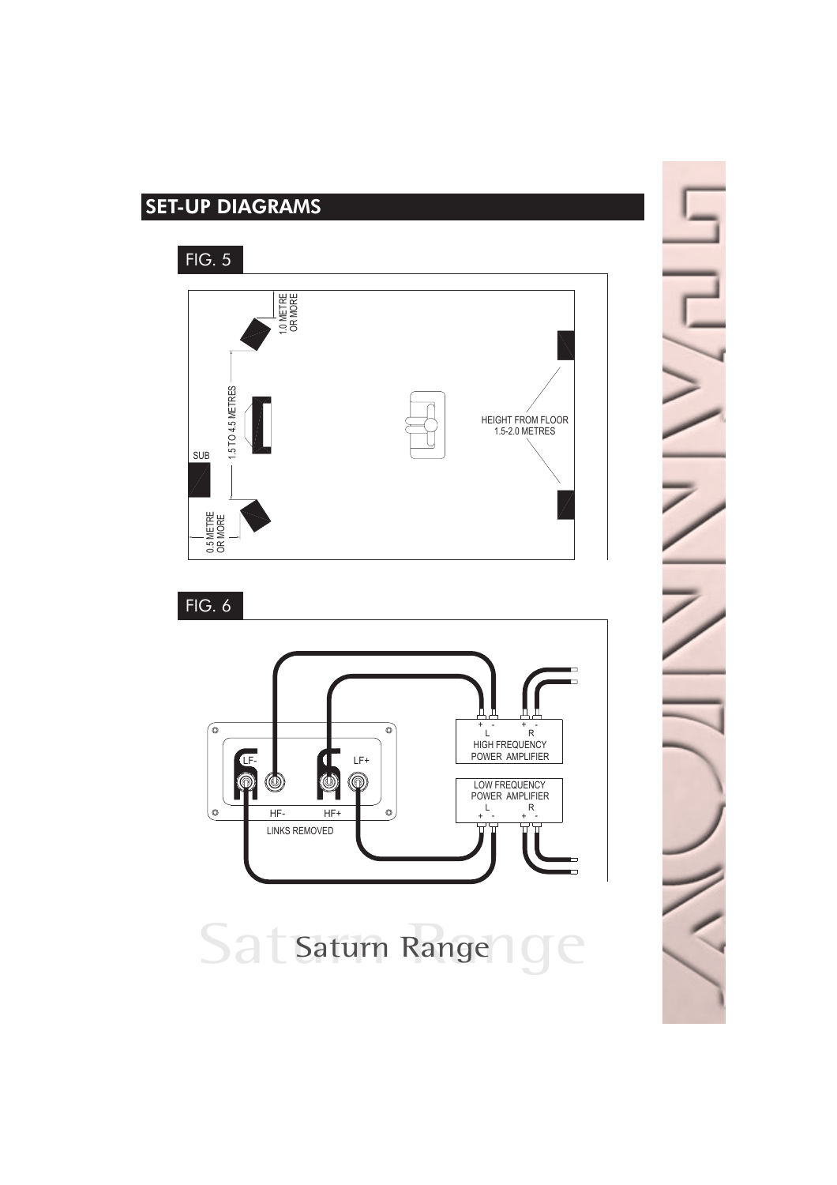## SET-UP DIAGRAMS

FIG. 5

1.0 METRE OR MORE

1.5 TO 4.5 METRES

SUB

0.5 METRE OR MORE

HEIGHT FROM FLOOR 1.5-2.0 METRES

FIG. 6

LF-

LF+

HF-

HF+

LINKS REMOVED

\+ - + -
L R
HIGH FREQUENCY POWER AMPLIFIER

LOW FREQUENCY POWER AMPLIFIER
L R
\+ - + -

Saturn Range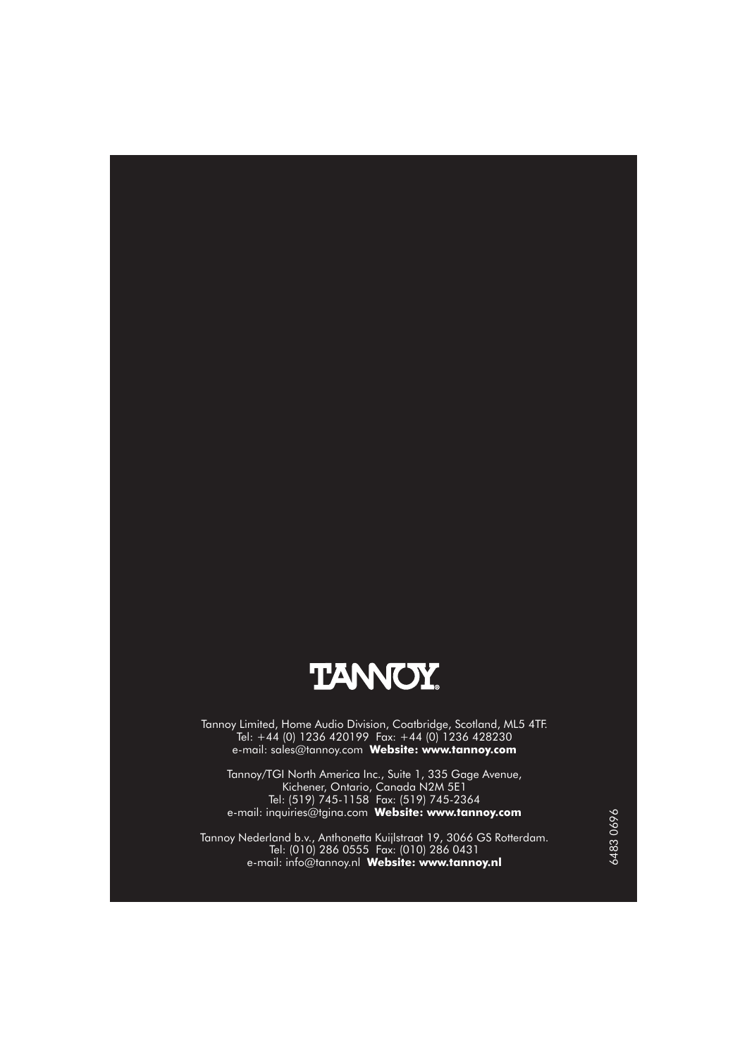TANNOY®

Tannoy Limited, Home Audio Division, Coatbridge, Scotland, ML5 4TF.
Tel: +44 (0) 1236 420199 Fax: +44 (0) 1236 428230
e-mail: sales@tannoy.com **Website: www.tannoy.com**

Tannoy/TGI North America Inc., Suite 1, 335 Gage Avenue,
Kichener, Ontario, Canada N2M 5E1
Tel: (519) 745-1158 Fax: (519) 745-2364
e-mail: inquiries@tgina.com **Website: www.tannoy.com**

Tannoy Nederland b.v., Anthonetta Kuijlstraat 19, 3066 GS Rotterdam.
Tel: (010) 286 0555 Fax: (010) 286 0431
e-mail: info@tannoy.nl **Website: www.tannoy.nl**

*6483 0696*